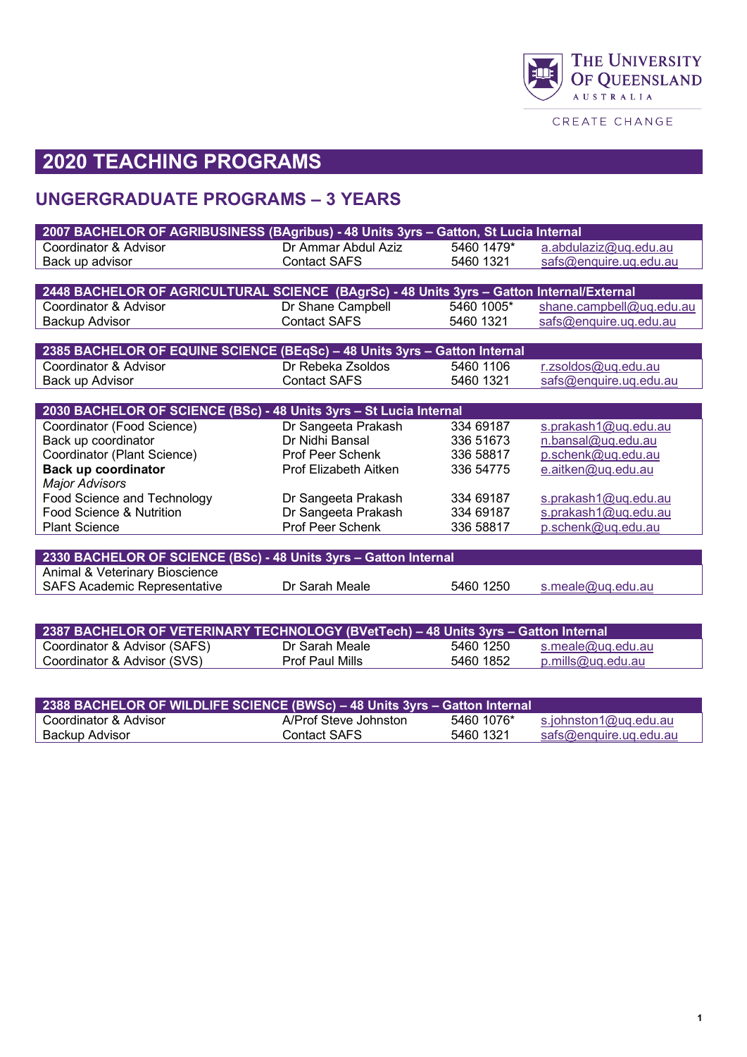# 2020 TEACHING PROGRAMS

## UNGERGRADUATE PROGRAMS – 3 YEARS

| 2007 BACHELOR OF AGRIBUSINESS (BAgribus) - 48 Units 3yrs – Gatton, St Lucia Internal | | | |
|---|---|---|---|
| Coordinator & Advisor | Dr Ammar Abdul Aziz | 5460 1479* | a.abdulaziz@uq.edu.au |
| Back up advisor | Contact SAFS | 5460 1321 | safs@enquire.uq.edu.au |

| 2448 BACHELOR OF AGRICULTURAL SCIENCE (BAgrSc) - 48 Units 3yrs – Gatton Internal/External | | | |
|---|---|---|---|
| Coordinator & Advisor | Dr Shane Campbell | 5460 1005* | shane.campbell@uq.edu.au |
| Backup Advisor | Contact SAFS | 5460 1321 | safs@enquire.uq.edu.au |

| 2385 BACHELOR OF EQUINE SCIENCE (BEqSc) – 48 Units 3yrs – Gatton Internal | | | |
|---|---|---|---|
| Coordinator & Advisor | Dr Rebeka Zsoldos | 5460 1106 | r.zsoldos@uq.edu.au |
| Back up Advisor | Contact SAFS | 5460 1321 | safs@enquire.uq.edu.au |

| 2030 BACHELOR OF SCIENCE (BSc) - 48 Units 3yrs – St Lucia Internal | | | |
|---|---|---|---|
| Coordinator (Food Science) | Dr Sangeeta Prakash | 334 69187 | s.prakash1@uq.edu.au |
| Back up coordinator | Dr Nidhi Bansal | 336 51673 | n.bansal@uq.edu.au |
| Coordinator (Plant Science) | Prof Peer Schenk | 336 58817 | p.schenk@uq.edu.au |
| **Back up coordinator** | Prof Elizabeth Aitken | 336 54775 | e.aitken@uq.edu.au |
| *Major Advisors* | | | |
| Food Science and Technology | Dr Sangeeta Prakash | 334 69187 | s.prakash1@uq.edu.au |
| Food Science & Nutrition | Dr Sangeeta Prakash | 334 69187 | s.prakash1@uq.edu.au |
| Plant Science | Prof Peer Schenk | 336 58817 | p.schenk@uq.edu.au |

| 2330 BACHELOR OF SCIENCE (BSc) - 48 Units 3yrs – Gatton Internal | | | |
|---|---|---|---|
| Animal & Veterinary Bioscience | | | |
| SAFS Academic Representative | Dr Sarah Meale | 5460 1250 | s.meale@uq.edu.au |

| 2387 BACHELOR OF VETERINARY TECHNOLOGY (BVetTech) – 48 Units 3yrs – Gatton Internal | | | |
|---|---|---|---|
| Coordinator & Advisor (SAFS) | Dr Sarah Meale | 5460 1250 | s.meale@uq.edu.au |
| Coordinator & Advisor (SVS) | Prof Paul Mills | 5460 1852 | p.mills@uq.edu.au |

| 2388 BACHELOR OF WILDLIFE SCIENCE (BWSc) – 48 Units 3yrs – Gatton Internal | | | |
|---|---|---|---|
| Coordinator & Advisor | A/Prof Steve Johnston | 5460 1076* | s.johnston1@uq.edu.au |
| Backup Advisor | Contact SAFS | 5460 1321 | safs@enquire.uq.edu.au |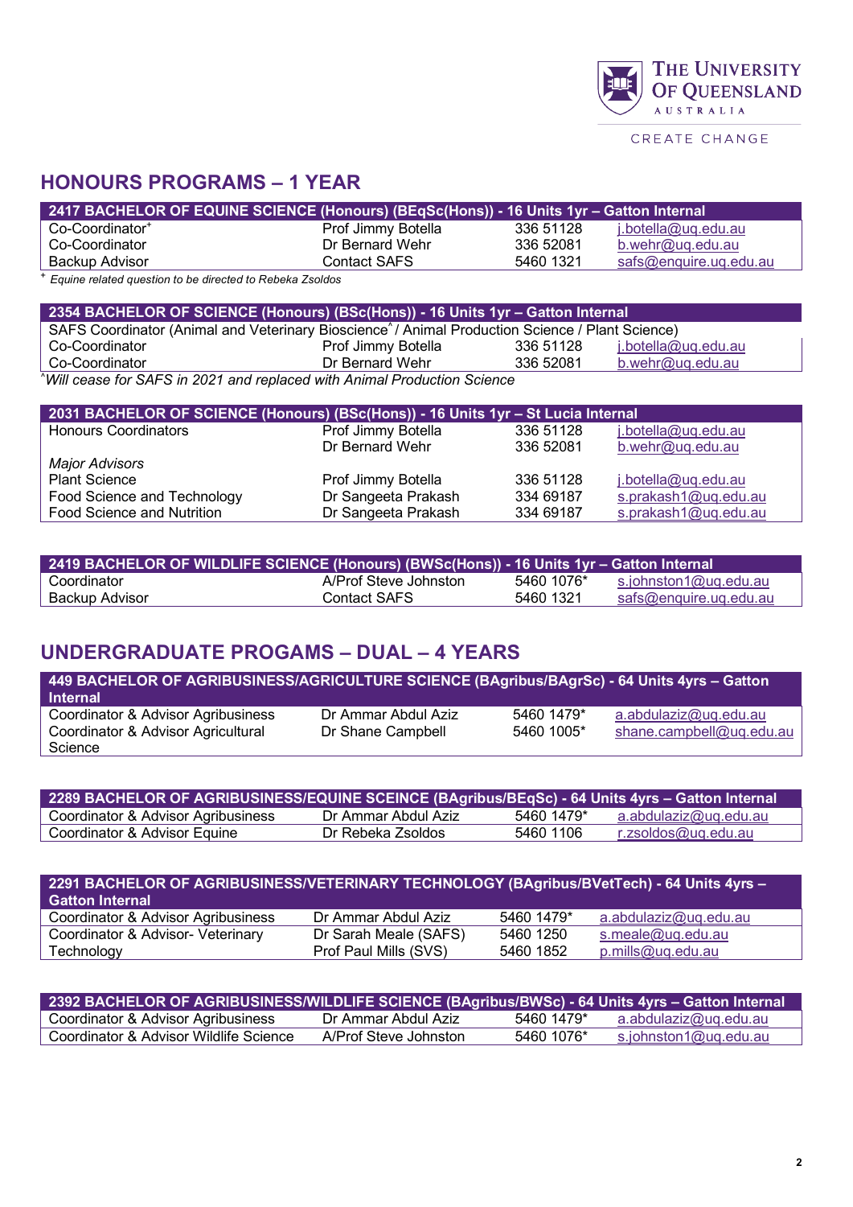## HONOURS PROGRAMS – 1 YEAR

| 2417 BACHELOR OF EQUINE SCIENCE (Honours) (BEqSc(Hons)) - 16 Units 1yr – Gatton Internal | | | |
|---|---|---|---|
| Co-Coordinator+ | Prof Jimmy Botella | 336 51128 | j.botella@uq.edu.au |
| Co-Coordinator | Dr Bernard Wehr | 336 52081 | b.wehr@uq.edu.au |
| Backup Advisor | Contact SAFS | 5460 1321 | safs@enquire.uq.edu.au |

+ *Equine related question to be directed to Rebeka Zsoldos*

| 2354 BACHELOR OF SCIENCE (Honours) (BSc(Hons)) - 16 Units 1yr – Gatton Internal | | | |
|---|---|---|---|
| SAFS Coordinator (Animal and Veterinary Bioscience^ / Animal Production Science / Plant Science) | | | |
| Co-Coordinator | Prof Jimmy Botella | 336 51128 | j.botella@uq.edu.au |
| Co-Coordinator | Dr Bernard Wehr | 336 52081 | b.wehr@uq.edu.au |

^*Will cease for SAFS in 2021 and replaced with Animal Production Science*

| 2031 BACHELOR OF SCIENCE (Honours) (BSc(Hons)) - 16 Units 1yr – St Lucia Internal | | | |
|---|---|---|---|
| Honours Coordinators | Prof Jimmy Botella | 336 51128 | j.botella@uq.edu.au |
| | Dr Bernard Wehr | 336 52081 | b.wehr@uq.edu.au |
| *Major Advisors* | | | |
| Plant Science | Prof Jimmy Botella | 336 51128 | j.botella@uq.edu.au |
| Food Science and Technology | Dr Sangeeta Prakash | 334 69187 | s.prakash1@uq.edu.au |
| Food Science and Nutrition | Dr Sangeeta Prakash | 334 69187 | s.prakash1@uq.edu.au |

| 2419 BACHELOR OF WILDLIFE SCIENCE (Honours) (BWSc(Hons)) - 16 Units 1yr – Gatton Internal | | | |
|---|---|---|---|
| Coordinator | A/Prof Steve Johnston | 5460 1076* | s.johnston1@uq.edu.au |
| Backup Advisor | Contact SAFS | 5460 1321 | safs@enquire.uq.edu.au |

## UNDERGRADUATE PROGAMS – DUAL – 4 YEARS

| 449 BACHELOR OF AGRIBUSINESS/AGRICULTURE SCIENCE (BAgribus/BAgrSc) - 64 Units 4yrs – Gatton Internal | | | |
|---|---|---|---|
| Coordinator & Advisor Agribusiness | Dr Ammar Abdul Aziz | 5460 1479* | a.abdulaziz@uq.edu.au |
| Coordinator & Advisor Agricultural Science | Dr Shane Campbell | 5460 1005* | shane.campbell@uq.edu.au |

| 2289 BACHELOR OF AGRIBUSINESS/EQUINE SCEINCE (BAgribus/BEqSc) - 64 Units 4yrs – Gatton Internal | | | |
|---|---|---|---|
| Coordinator & Advisor Agribusiness | Dr Ammar Abdul Aziz | 5460 1479* | a.abdulaziz@uq.edu.au |
| Coordinator & Advisor Equine | Dr Rebeka Zsoldos | 5460 1106 | r.zsoldos@uq.edu.au |

| 2291 BACHELOR OF AGRIBUSINESS/VETERINARY TECHNOLOGY (BAgribus/BVetTech) - 64 Units 4yrs – Gatton Internal | | | |
|---|---|---|---|
| Coordinator & Advisor Agribusiness | Dr Ammar Abdul Aziz | 5460 1479* | a.abdulaziz@uq.edu.au |
| Coordinator & Advisor- Veterinary Technology | Dr Sarah Meale (SAFS) | 5460 1250 | s.meale@uq.edu.au |
| | Prof Paul Mills (SVS) | 5460 1852 | p.mills@uq.edu.au |

| 2392 BACHELOR OF AGRIBUSINESS/WILDLIFE SCIENCE (BAgribus/BWSc) - 64 Units 4yrs – Gatton Internal | | | |
|---|---|---|---|
| Coordinator & Advisor Agribusiness | Dr Ammar Abdul Aziz | 5460 1479* | a.abdulaziz@uq.edu.au |
| Coordinator & Advisor Wildlife Science | A/Prof Steve Johnston | 5460 1076* | s.johnston1@uq.edu.au |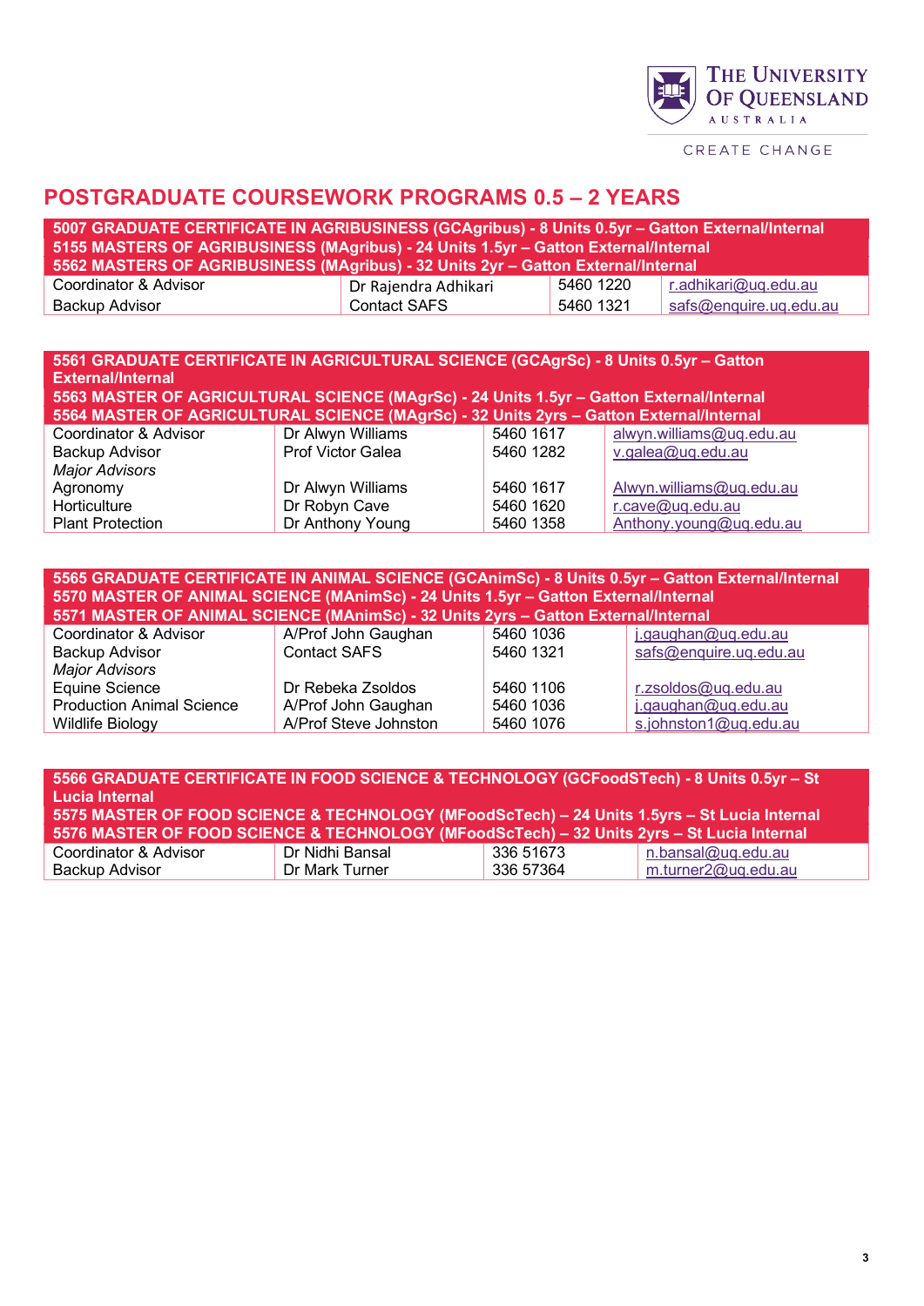## POSTGRADUATE COURSEWORK PROGRAMS 0.5 – 2 YEARS

| 5007 GRADUATE CERTIFICATE IN AGRIBUSINESS (GCAgribus) - 8 Units 0.5yr – Gatton External/Internal<br>5155 MASTERS OF AGRIBUSINESS (MAgribus) - 24 Units 1.5yr – Gatton External/Internal<br>5562 MASTERS OF AGRIBUSINESS (MAgribus) - 32 Units 2yr – Gatton External/Internal | | | |
|---|---|---|---|
| Coordinator & Advisor | Dr Rajendra Adhikari | 5460 1220 | r.adhikari@uq.edu.au |
| Backup Advisor | Contact SAFS | 5460 1321 | safs@enquire.uq.edu.au |

| 5561 GRADUATE CERTIFICATE IN AGRICULTURAL SCIENCE (GCAgrSc) - 8 Units 0.5yr – Gatton External/Internal<br>5563 MASTER OF AGRICULTURAL SCIENCE (MAgrSc) - 24 Units 1.5yr – Gatton External/Internal<br>5564 MASTER OF AGRICULTURAL SCIENCE (MAgrSc) - 32 Units 2yrs – Gatton External/Internal | | | |
|---|---|---|---|
| Coordinator & Advisor | Dr Alwyn Williams | 5460 1617 | alwyn.williams@uq.edu.au |
| Backup Advisor | Prof Victor Galea | 5460 1282 | v.galea@uq.edu.au |
| *Major Advisors* | | | |
| Agronomy | Dr Alwyn Williams | 5460 1617 | Alwyn.williams@uq.edu.au |
| Horticulture | Dr Robyn Cave | 5460 1620 | r.cave@uq.edu.au |
| Plant Protection | Dr Anthony Young | 5460 1358 | Anthony.young@uq.edu.au |

| 5565 GRADUATE CERTIFICATE IN ANIMAL SCIENCE (GCAnimSc) - 8 Units 0.5yr – Gatton External/Internal<br>5570 MASTER OF ANIMAL SCIENCE (MAnimSc) - 24 Units 1.5yr – Gatton External/Internal<br>5571 MASTER OF ANIMAL SCIENCE (MAnimSc) - 32 Units 2yrs – Gatton External/Internal | | | |
|---|---|---|---|
| Coordinator & Advisor | A/Prof John Gaughan | 5460 1036 | j.gaughan@uq.edu.au |
| Backup Advisor | Contact SAFS | 5460 1321 | safs@enquire.uq.edu.au |
| *Major Advisors* | | | |
| Equine Science | Dr Rebeka Zsoldos | 5460 1106 | r.zsoldos@uq.edu.au |
| Production Animal Science | A/Prof John Gaughan | 5460 1036 | j.gaughan@uq.edu.au |
| Wildlife Biology | A/Prof Steve Johnston | 5460 1076 | s.johnston1@uq.edu.au |

| 5566 GRADUATE CERTIFICATE IN FOOD SCIENCE & TECHNOLOGY (GCFoodSTech) - 8 Units 0.5yr – St Lucia Internal<br>5575 MASTER OF FOOD SCIENCE & TECHNOLOGY (MFoodScTech) – 24 Units 1.5yrs – St Lucia Internal<br>5576 MASTER OF FOOD SCIENCE & TECHNOLOGY (MFoodScTech) – 32 Units 2yrs – St Lucia Internal | | | |
|---|---|---|---|
| Coordinator & Advisor | Dr Nidhi Bansal | 336 51673 | n.bansal@uq.edu.au |
| Backup Advisor | Dr Mark Turner | 336 57364 | m.turner2@uq.edu.au |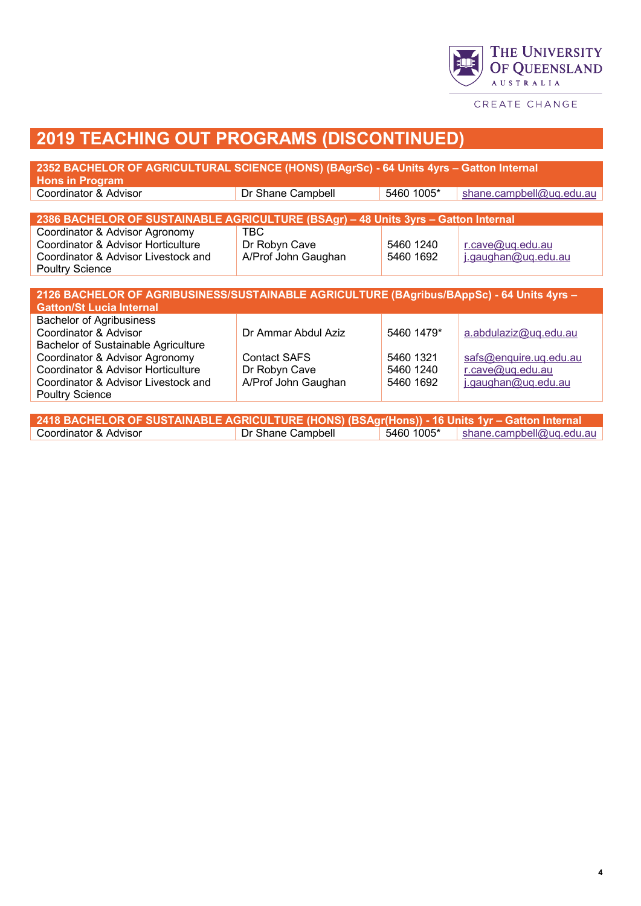# 2019 TEACHING OUT PROGRAMS (DISCONTINUED)

| 2352 BACHELOR OF AGRICULTURAL SCIENCE (HONS) (BAgrSc) - 64 Units 4yrs – Gatton Internal Hons in Program | | | |
|---|---|---|---|
| Coordinator & Advisor | Dr Shane Campbell | 5460 1005* | shane.campbell@uq.edu.au |

| 2386 BACHELOR OF SUSTAINABLE AGRICULTURE (BSAgr) – 48 Units 3yrs – Gatton Internal | | | |
|---|---|---|---|
| Coordinator & Advisor Agronomy | TBC | | |
| Coordinator & Advisor Horticulture | Dr Robyn Cave | 5460 1240 | r.cave@uq.edu.au |
| Coordinator & Advisor Livestock and Poultry Science | A/Prof John Gaughan | 5460 1692 | j.gaughan@uq.edu.au |

| 2126 BACHELOR OF AGRIBUSINESS/SUSTAINABLE AGRICULTURE (BAgribus/BAppSc) - 64 Units 4yrs – Gatton/St Lucia Internal | | | |
|---|---|---|---|
| Bachelor of Agribusiness | | | |
| Coordinator & Advisor | Dr Ammar Abdul Aziz | 5460 1479* | a.abdulaziz@uq.edu.au |
| Bachelor of Sustainable Agriculture | | | |
| Coordinator & Advisor Agronomy | Contact SAFS | 5460 1321 | safs@enquire.uq.edu.au |
| Coordinator & Advisor Horticulture | Dr Robyn Cave | 5460 1240 | r.cave@uq.edu.au |
| Coordinator & Advisor Livestock and Poultry Science | A/Prof John Gaughan | 5460 1692 | j.gaughan@uq.edu.au |

| 2418 BACHELOR OF SUSTAINABLE AGRICULTURE (HONS) (BSAgr(Hons)) - 16 Units 1yr – Gatton Internal | | | |
|---|---|---|---|
| Coordinator & Advisor | Dr Shane Campbell | 5460 1005* | shane.campbell@uq.edu.au |